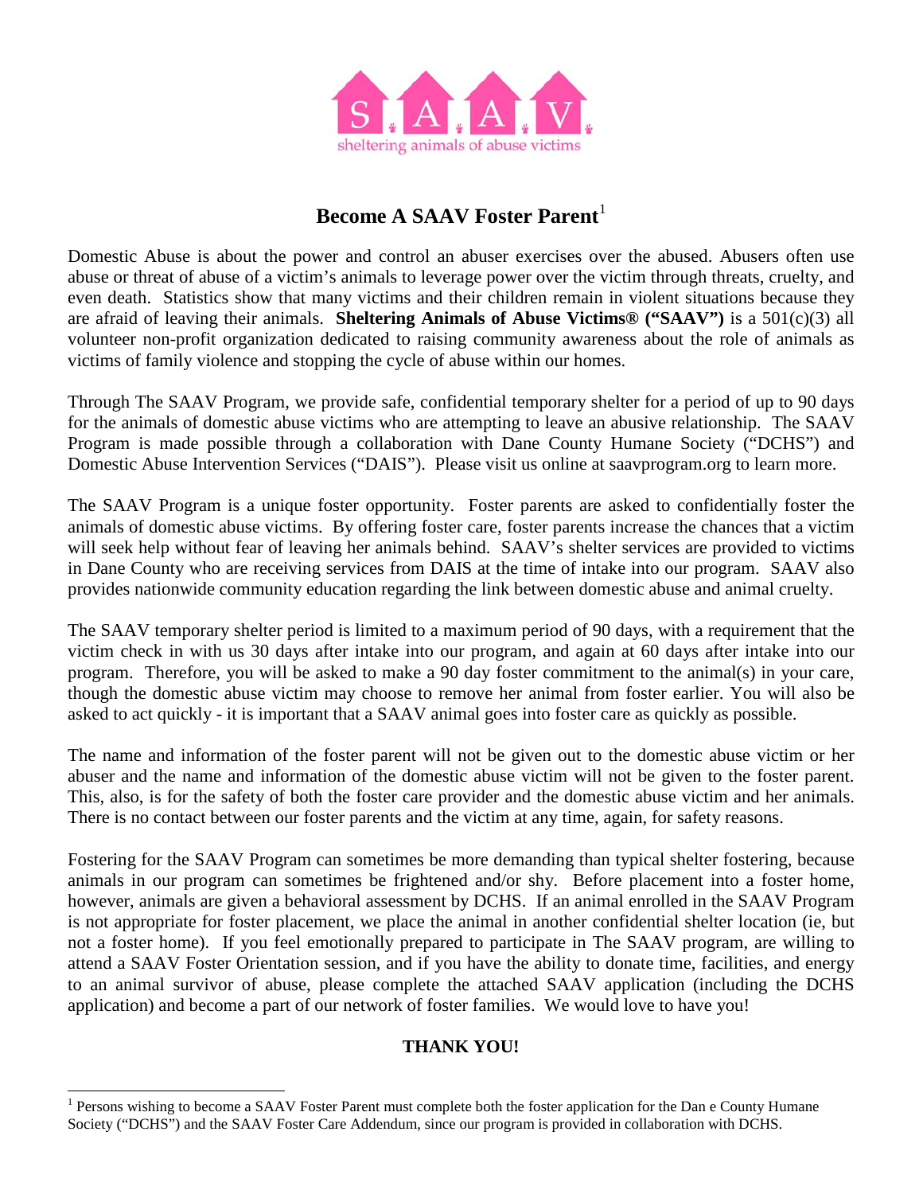S. A. A. V.

sheltering animals of abuse victims

# Become A SAAV Foster Parent[1]

Domestic Abuse is about the power and control an abuser exercises over the abused. Abusers often use abuse or threat of abuse of a victim's animals to leverage power over the victim through threats, cruelty, and even death. Statistics show that many victims and their children remain in violent situations because they are afraid of leaving their animals. **Sheltering Animals of Abuse Victims® ("SAAV")** is a 501(c)(3) all volunteer non-profit organization dedicated to raising community awareness about the role of animals as victims of family violence and stopping the cycle of abuse within our homes.

Through The SAAV Program, we provide safe, confidential temporary shelter for a period of up to 90 days for the animals of domestic abuse victims who are attempting to leave an abusive relationship. The SAAV Program is made possible through a collaboration with Dane County Humane Society ("DCHS") and Domestic Abuse Intervention Services ("DAIS"). Please visit us online at saavprogram.org to learn more.

The SAAV Program is a unique foster opportunity. Foster parents are asked to confidentially foster the animals of domestic abuse victims. By offering foster care, foster parents increase the chances that a victim will seek help without fear of leaving her animals behind. SAAV's shelter services are provided to victims in Dane County who are receiving services from DAIS at the time of intake into our program. SAAV also provides nationwide community education regarding the link between domestic abuse and animal cruelty.

The SAAV temporary shelter period is limited to a maximum period of 90 days, with a requirement that the victim check in with us 30 days after intake into our program, and again at 60 days after intake into our program. Therefore, you will be asked to make a 90 day foster commitment to the animal(s) in your care, though the domestic abuse victim may choose to remove her animal from foster earlier. You will also be asked to act quickly - it is important that a SAAV animal goes into foster care as quickly as possible.

The name and information of the foster parent will not be given out to the domestic abuse victim or her abuser and the name and information of the domestic abuse victim will not be given to the foster parent. This, also, is for the safety of both the foster care provider and the domestic abuse victim and her animals. There is no contact between our foster parents and the victim at any time, again, for safety reasons.

Fostering for the SAAV Program can sometimes be more demanding than typical shelter fostering, because animals in our program can sometimes be frightened and/or shy. Before placement into a foster home, however, animals are given a behavioral assessment by DCHS. If an animal enrolled in the SAAV Program is not appropriate for foster placement, we place the animal in another confidential shelter location (ie, but not a foster home). If you feel emotionally prepared to participate in The SAAV program, are willing to attend a SAAV Foster Orientation session, and if you have the ability to donate time, facilities, and energy to an animal survivor of abuse, please complete the attached SAAV application (including the DCHS application) and become a part of our network of foster families. We would love to have you!

**THANK YOU!**

---

[1] Persons wishing to become a SAAV Foster Parent must complete both the foster application for the Dan e County Humane Society ("DCHS") and the SAAV Foster Care Addendum, since our program is provided in collaboration with DCHS.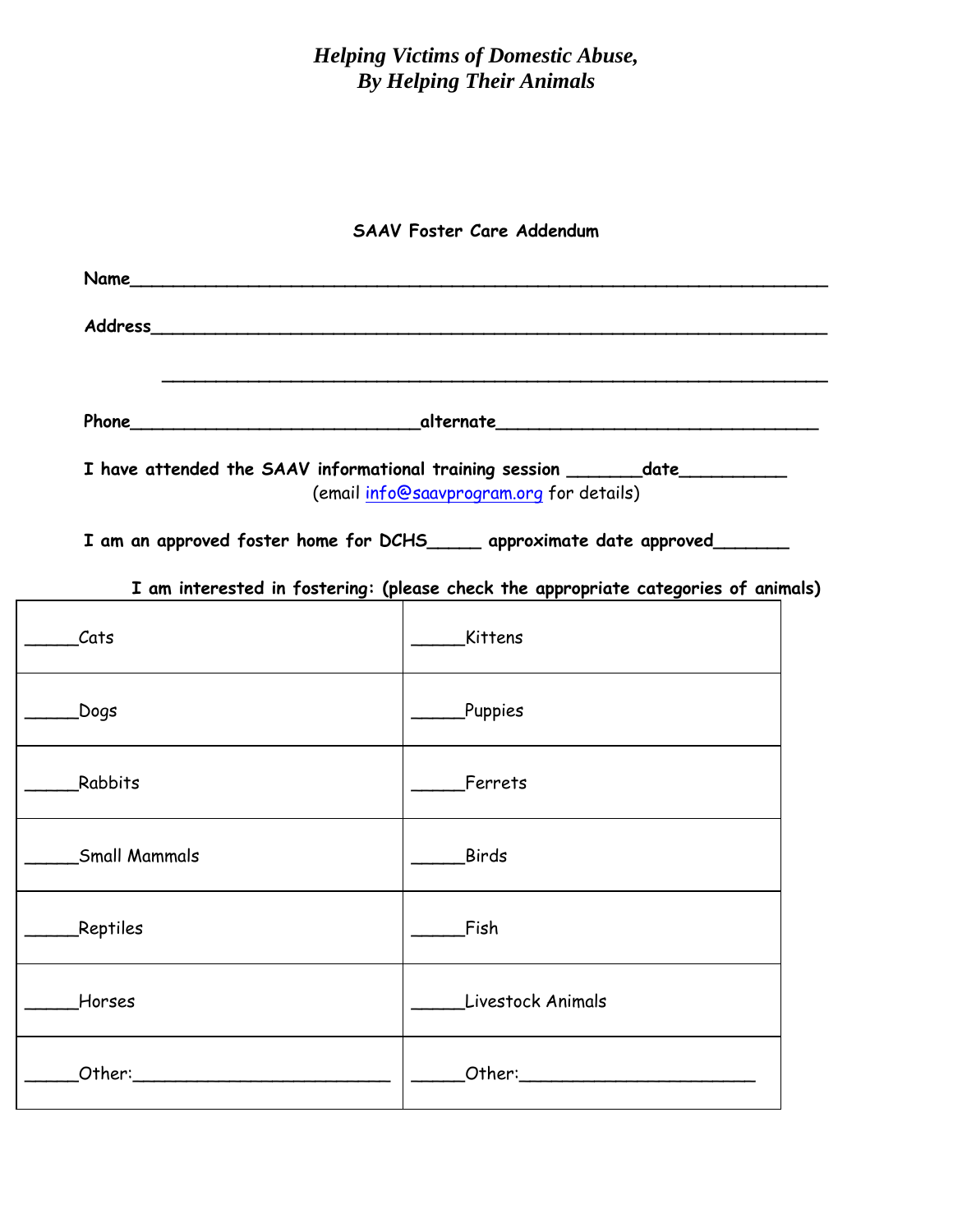*Helping Victims of Domestic Abuse,*
*By Helping Their Animals*

**SAAV Foster Care Addendum**

**Name**_______________________________________________________________

**Address**_____________________________________________________________

_____________________________________________________________

**Phone**__________________________**alternate**_______________________

**I have attended the SAAV informational training session** _______**date**__________
(email info@saavprogram.org for details)

**I am an approved foster home for DCHS**_____ **approximate date approved**_______

**I am interested in fostering: (please check the appropriate categories of animals)**

| | |
|---|---|
| _____Cats | _____Kittens |
| _____Dogs | _____Puppies |
| _____Rabbits | _____Ferrets |
| _____Small Mammals | _____Birds |
| _____Reptiles | _____Fish |
| _____Horses | _____Livestock Animals |
| _____Other:_________________________ | _____Other:______________________ |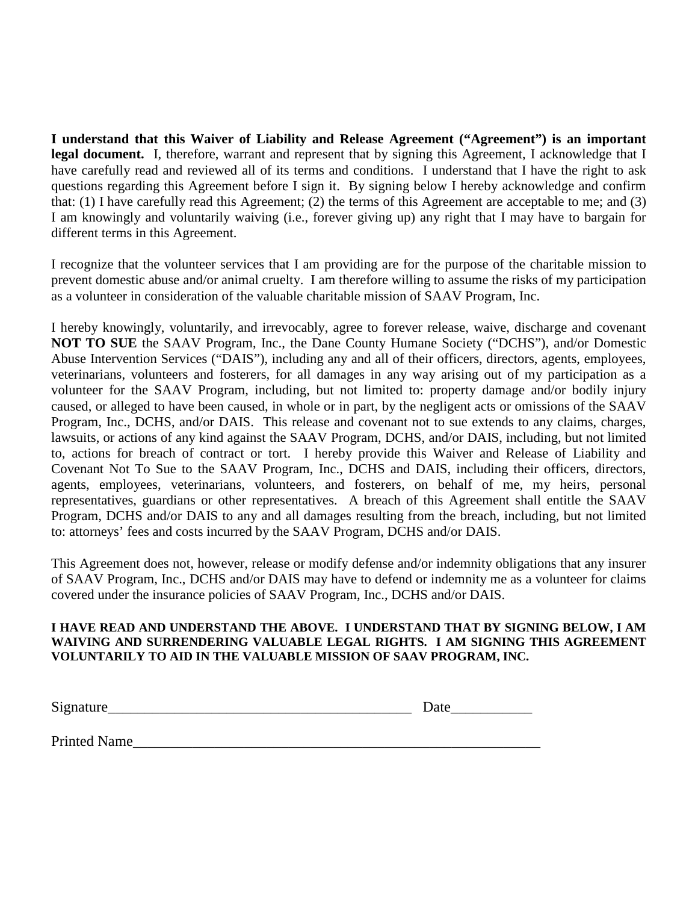**I understand that this Waiver of Liability and Release Agreement ("Agreement") is an important legal document.** I, therefore, warrant and represent that by signing this Agreement, I acknowledge that I have carefully read and reviewed all of its terms and conditions. I understand that I have the right to ask questions regarding this Agreement before I sign it. By signing below I hereby acknowledge and confirm that: (1) I have carefully read this Agreement; (2) the terms of this Agreement are acceptable to me; and (3) I am knowingly and voluntarily waiving (i.e., forever giving up) any right that I may have to bargain for different terms in this Agreement.

I recognize that the volunteer services that I am providing are for the purpose of the charitable mission to prevent domestic abuse and/or animal cruelty. I am therefore willing to assume the risks of my participation as a volunteer in consideration of the valuable charitable mission of SAAV Program, Inc.

I hereby knowingly, voluntarily, and irrevocably, agree to forever release, waive, discharge and covenant **NOT TO SUE** the SAAV Program, Inc., the Dane County Humane Society ("DCHS"), and/or Domestic Abuse Intervention Services ("DAIS"), including any and all of their officers, directors, agents, employees, veterinarians, volunteers and fosterers, for all damages in any way arising out of my participation as a volunteer for the SAAV Program, including, but not limited to: property damage and/or bodily injury caused, or alleged to have been caused, in whole or in part, by the negligent acts or omissions of the SAAV Program, Inc., DCHS, and/or DAIS. This release and covenant not to sue extends to any claims, charges, lawsuits, or actions of any kind against the SAAV Program, DCHS, and/or DAIS, including, but not limited to, actions for breach of contract or tort. I hereby provide this Waiver and Release of Liability and Covenant Not To Sue to the SAAV Program, Inc., DCHS and DAIS, including their officers, directors, agents, employees, veterinarians, volunteers, and fosterers, on behalf of me, my heirs, personal representatives, guardians or other representatives. A breach of this Agreement shall entitle the SAAV Program, DCHS and/or DAIS to any and all damages resulting from the breach, including, but not limited to: attorneys' fees and costs incurred by the SAAV Program, DCHS and/or DAIS.

This Agreement does not, however, release or modify defense and/or indemnity obligations that any insurer of SAAV Program, Inc., DCHS and/or DAIS may have to defend or indemnity me as a volunteer for claims covered under the insurance policies of SAAV Program, Inc., DCHS and/or DAIS.

**I HAVE READ AND UNDERSTAND THE ABOVE. I UNDERSTAND THAT BY SIGNING BELOW, I AM WAIVING AND SURRENDERING VALUABLE LEGAL RIGHTS. I AM SIGNING THIS AGREEMENT VOLUNTARILY TO AID IN THE VALUABLE MISSION OF SAAV PROGRAM, INC.**

Signature__________________________________________ Date___________

Printed Name_________________________________________________________